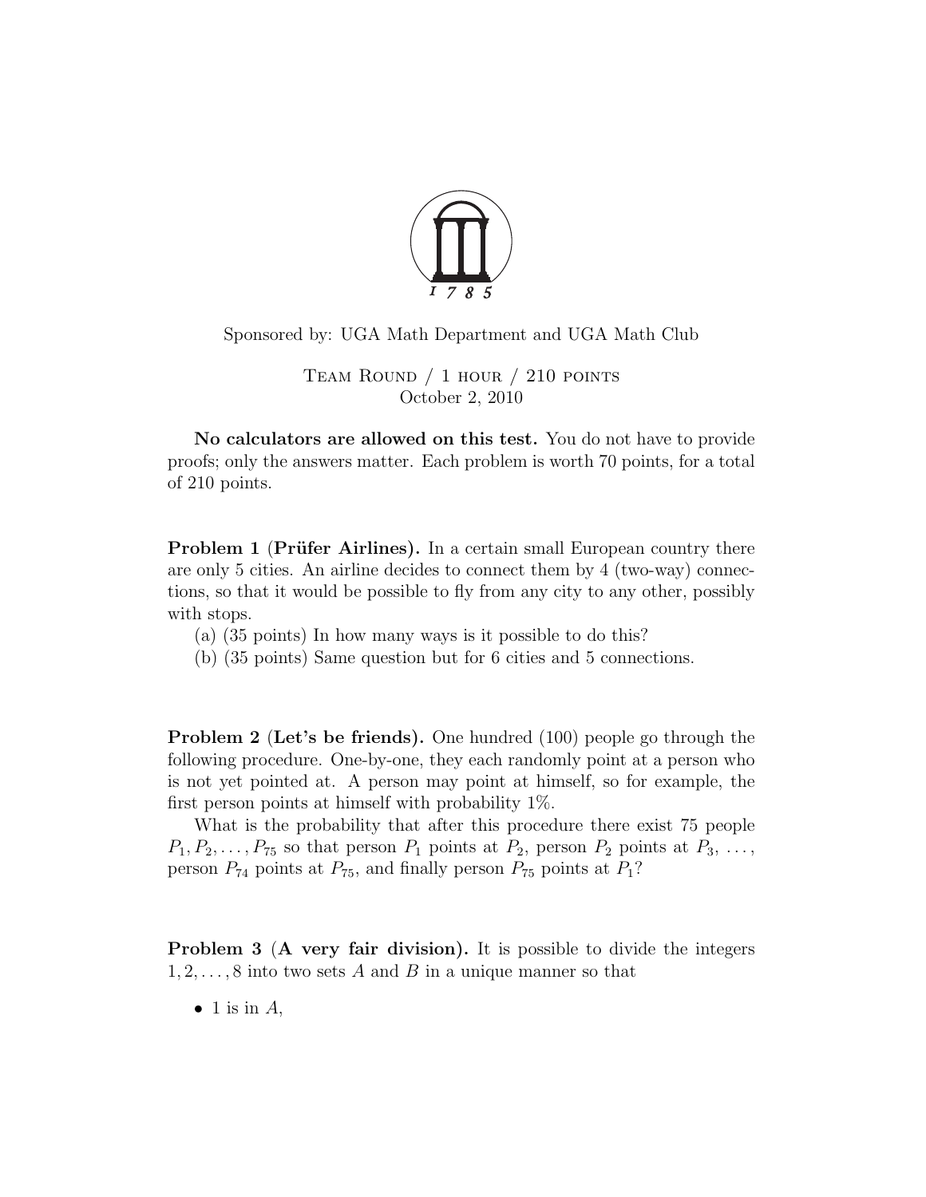Sponsored by: UGA Math Department and UGA Math Club

Team Round / 1 hour / 210 points
October 2, 2010

**No calculators are allowed on this test.** You do not have to provide proofs; only the answers matter. Each problem is worth 70 points, for a total of 210 points.

**Problem 1 (Prüfer Airlines).** In a certain small European country there are only 5 cities. An airline decides to connect them by 4 (two-way) connections, so that it would be possible to fly from any city to any other, possibly with stops.

(a) (35 points) In how many ways is it possible to do this?

(b) (35 points) Same question but for 6 cities and 5 connections.

**Problem 2 (Let's be friends).** One hundred (100) people go through the following procedure. One-by-one, they each randomly point at a person who is not yet pointed at. A person may point at himself, so for example, the first person points at himself with probability 1%.

What is the probability that after this procedure there exist 75 people $P_1, P_2, \ldots, P_{75}$ so that person $P_1$ points at $P_2$, person $P_2$ points at $P_3$, $\ldots$, person $P_{74}$ points at $P_{75}$, and finally person $P_{75}$ points at $P_1$?

**Problem 3 (A very fair division).** It is possible to divide the integers $1, 2, \ldots, 8$ into two sets $A$ and $B$ in a unique manner so that

- 1 is in $A$,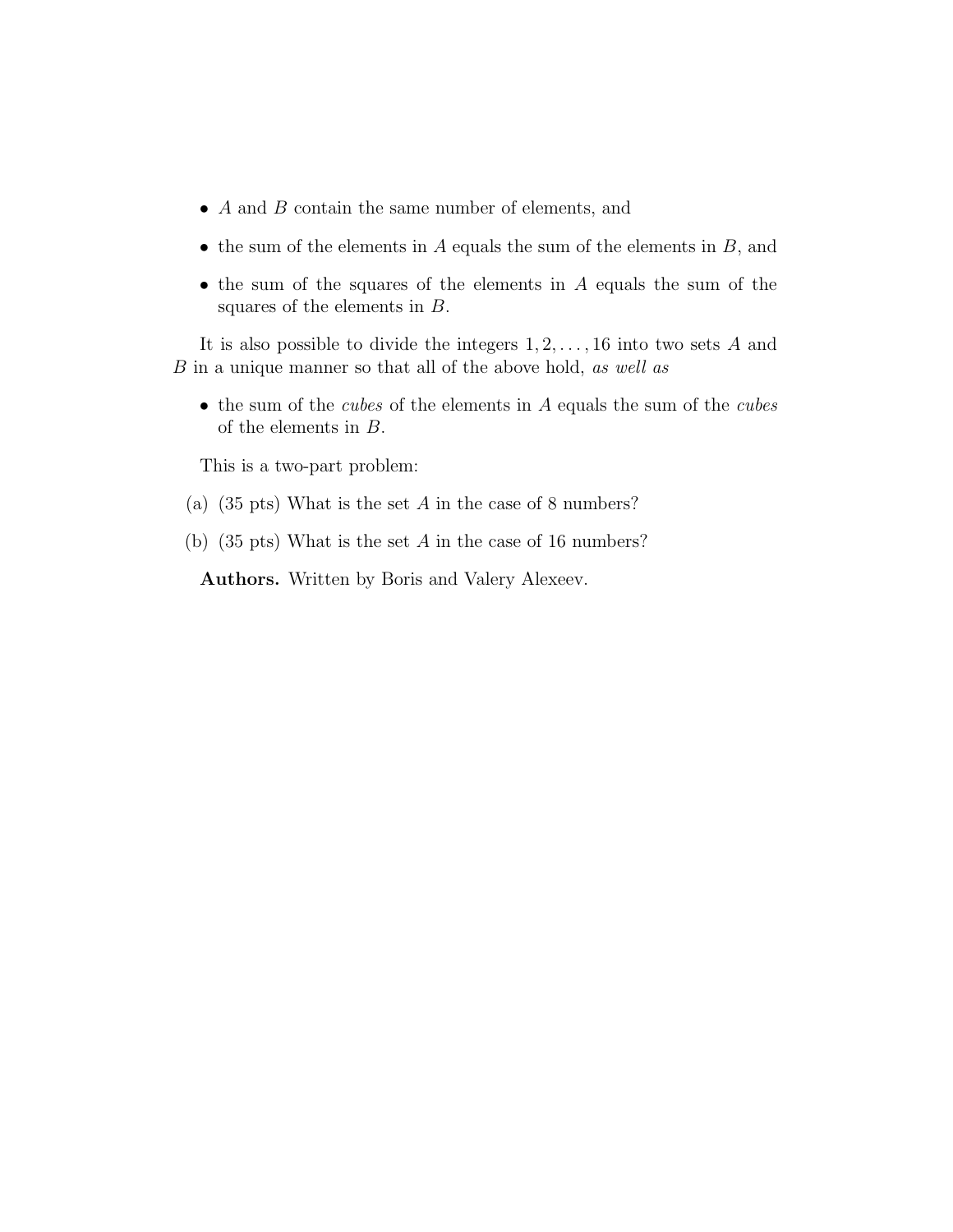- $A$ and $B$ contain the same number of elements, and
- the sum of the elements in $A$ equals the sum of the elements in $B$, and
- the sum of the squares of the elements in $A$ equals the sum of the squares of the elements in $B$.

It is also possible to divide the integers $1, 2, \ldots, 16$ into two sets $A$ and $B$ in a unique manner so that all of the above hold, *as well as*

- the sum of the *cubes* of the elements in $A$ equals the sum of the *cubes* of the elements in $B$.

This is a two-part problem:

(a) (35 pts) What is the set $A$ in the case of 8 numbers?

(b) (35 pts) What is the set $A$ in the case of 16 numbers?

**Authors.** Written by Boris and Valery Alexeev.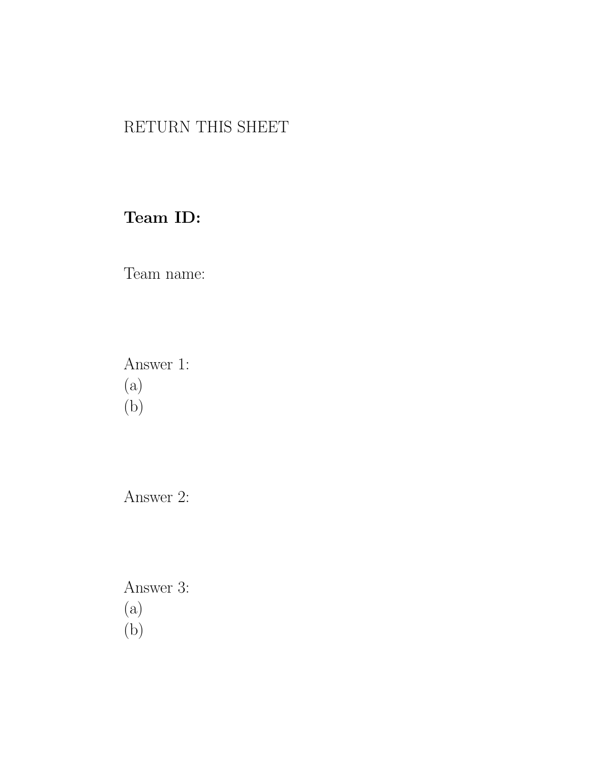RETURN THIS SHEET

**Team ID:**

Team name:

Answer 1:
(a)
(b)

Answer 2:

Answer 3:
(a)
(b)